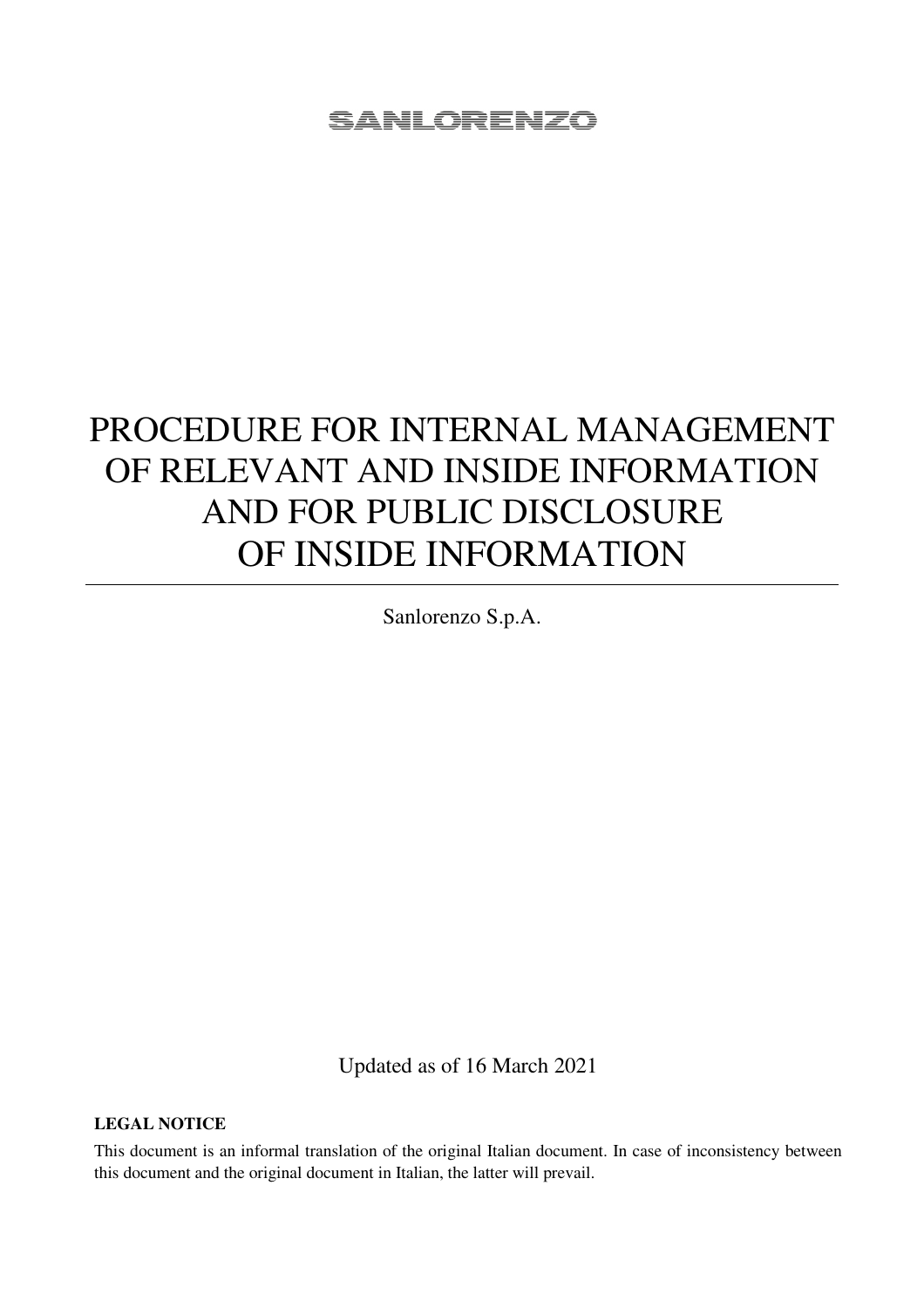SANLORENZO

# PROCEDURE FOR INTERNAL MANAGEMENT OF RELEVANT AND INSIDE INFORMATION AND FOR PUBLIC DISCLOSURE OF INSIDE INFORMATION

Sanlorenzo S.p.A.

Updated as of 16 March 2021

**LEGAL NOTICE**

This document is an informal translation of the original Italian document. In case of inconsistency between this document and the original document in Italian, the latter will prevail.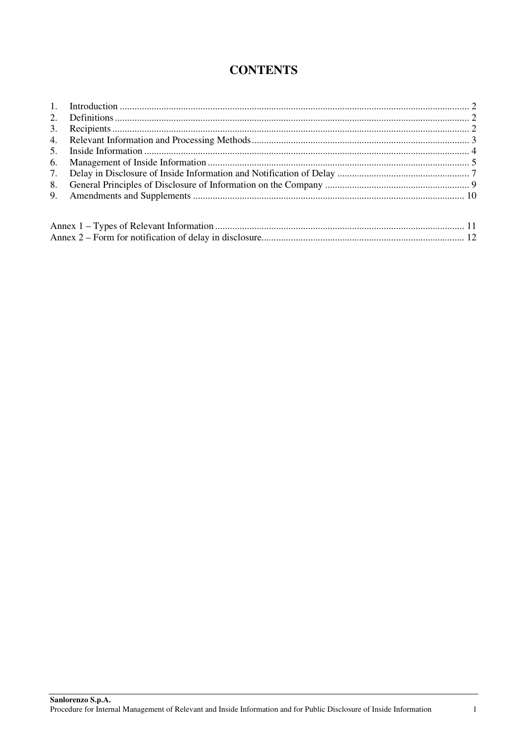# CONTENTS

1. Introduction ........ 2
2. Definitions ........ 2
3. Recipients ........ 2
4. Relevant Information and Processing Methods ........ 3
5. Inside Information ........ 4
6. Management of Inside Information ........ 5
7. Delay in Disclosure of Inside Information and Notification of Delay ........ 7
8. General Principles of Disclosure of Information on the Company ........ 9
9. Amendments and Supplements ........ 10

Annex 1 – Types of Relevant Information ........ 11
Annex 2 – Form for notification of delay in disclosure ........ 12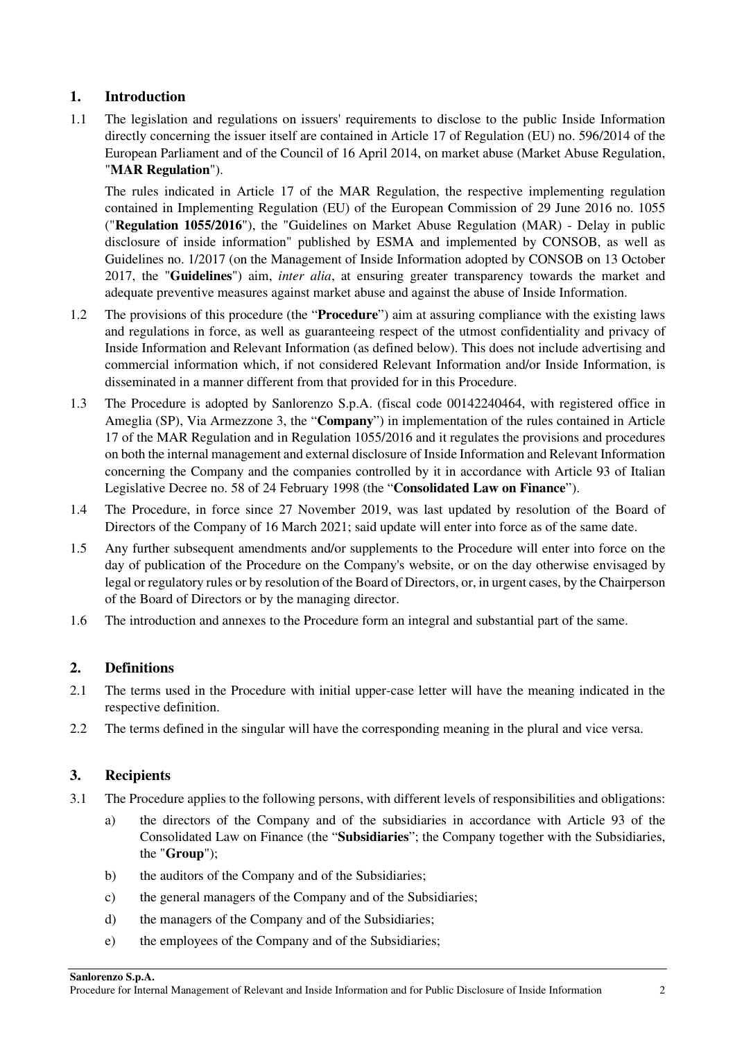## 1. Introduction

1.1 The legislation and regulations on issuers' requirements to disclose to the public Inside Information directly concerning the issuer itself are contained in Article 17 of Regulation (EU) no. 596/2014 of the European Parliament and of the Council of 16 April 2014, on market abuse (Market Abuse Regulation, "**MAR Regulation**").

The rules indicated in Article 17 of the MAR Regulation, the respective implementing regulation contained in Implementing Regulation (EU) of the European Commission of 29 June 2016 no. 1055 ("**Regulation 1055/2016**"), the "Guidelines on Market Abuse Regulation (MAR) - Delay in public disclosure of inside information" published by ESMA and implemented by CONSOB, as well as Guidelines no. 1/2017 (on the Management of Inside Information adopted by CONSOB on 13 October 2017, the "**Guidelines**") aim, *inter alia*, at ensuring greater transparency towards the market and adequate preventive measures against market abuse and against the abuse of Inside Information.

1.2 The provisions of this procedure (the "**Procedure**") aim at assuring compliance with the existing laws and regulations in force, as well as guaranteeing respect of the utmost confidentiality and privacy of Inside Information and Relevant Information (as defined below). This does not include advertising and commercial information which, if not considered Relevant Information and/or Inside Information, is disseminated in a manner different from that provided for in this Procedure.

1.3 The Procedure is adopted by Sanlorenzo S.p.A. (fiscal code 00142240464, with registered office in Ameglia (SP), Via Armezzone 3, the "**Company**") in implementation of the rules contained in Article 17 of the MAR Regulation and in Regulation 1055/2016 and it regulates the provisions and procedures on both the internal management and external disclosure of Inside Information and Relevant Information concerning the Company and the companies controlled by it in accordance with Article 93 of Italian Legislative Decree no. 58 of 24 February 1998 (the "**Consolidated Law on Finance**").

1.4 The Procedure, in force since 27 November 2019, was last updated by resolution of the Board of Directors of the Company of 16 March 2021; said update will enter into force as of the same date.

1.5 Any further subsequent amendments and/or supplements to the Procedure will enter into force on the day of publication of the Procedure on the Company's website, or on the day otherwise envisaged by legal or regulatory rules or by resolution of the Board of Directors, or, in urgent cases, by the Chairperson of the Board of Directors or by the managing director.

1.6 The introduction and annexes to the Procedure form an integral and substantial part of the same.

## 2. Definitions

2.1 The terms used in the Procedure with initial upper-case letter will have the meaning indicated in the respective definition.

2.2 The terms defined in the singular will have the corresponding meaning in the plural and vice versa.

## 3. Recipients

3.1 The Procedure applies to the following persons, with different levels of responsibilities and obligations:

a) the directors of the Company and of the subsidiaries in accordance with Article 93 of the Consolidated Law on Finance (the "**Subsidiaries**"; the Company together with the Subsidiaries, the "**Group**");

b) the auditors of the Company and of the Subsidiaries;

c) the general managers of the Company and of the Subsidiaries;

d) the managers of the Company and of the Subsidiaries;

e) the employees of the Company and of the Subsidiaries;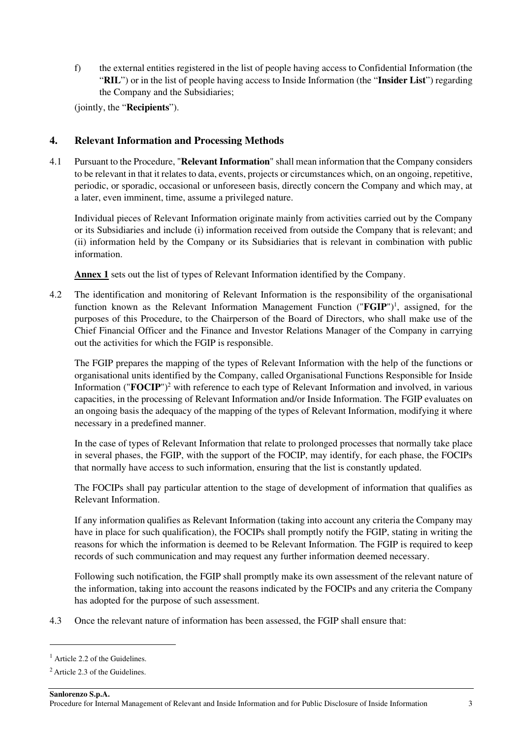f) the external entities registered in the list of people having access to Confidential Information (the "**RIL**") or in the list of people having access to Inside Information (the "**Insider List**") regarding the Company and the Subsidiaries;

(jointly, the "**Recipients**").

## 4. Relevant Information and Processing Methods

4.1 Pursuant to the Procedure, "**Relevant Information**" shall mean information that the Company considers to be relevant in that it relates to data, events, projects or circumstances which, on an ongoing, repetitive, periodic, or sporadic, occasional or unforeseen basis, directly concern the Company and which may, at a later, even imminent, time, assume a privileged nature.

Individual pieces of Relevant Information originate mainly from activities carried out by the Company or its Subsidiaries and include (i) information received from outside the Company that is relevant; and (ii) information held by the Company or its Subsidiaries that is relevant in combination with public information.

**Annex 1** sets out the list of types of Relevant Information identified by the Company.

4.2 The identification and monitoring of Relevant Information is the responsibility of the organisational function known as the Relevant Information Management Function ("**FGIP**")[1], assigned, for the purposes of this Procedure, to the Chairperson of the Board of Directors, who shall make use of the Chief Financial Officer and the Finance and Investor Relations Manager of the Company in carrying out the activities for which the FGIP is responsible.

The FGIP prepares the mapping of the types of Relevant Information with the help of the functions or organisational units identified by the Company, called Organisational Functions Responsible for Inside Information ("**FOCIP**")[2] with reference to each type of Relevant Information and involved, in various capacities, in the processing of Relevant Information and/or Inside Information. The FGIP evaluates on an ongoing basis the adequacy of the mapping of the types of Relevant Information, modifying it where necessary in a predefined manner.

In the case of types of Relevant Information that relate to prolonged processes that normally take place in several phases, the FGIP, with the support of the FOCIP, may identify, for each phase, the FOCIPs that normally have access to such information, ensuring that the list is constantly updated.

The FOCIPs shall pay particular attention to the stage of development of information that qualifies as Relevant Information.

If any information qualifies as Relevant Information (taking into account any criteria the Company may have in place for such qualification), the FOCIPs shall promptly notify the FGIP, stating in writing the reasons for which the information is deemed to be Relevant Information. The FGIP is required to keep records of such communication and may request any further information deemed necessary.

Following such notification, the FGIP shall promptly make its own assessment of the relevant nature of the information, taking into account the reasons indicated by the FOCIPs and any criteria the Company has adopted for the purpose of such assessment.

4.3 Once the relevant nature of information has been assessed, the FGIP shall ensure that:

---

[1] Article 2.2 of the Guidelines.

[2] Article 2.3 of the Guidelines.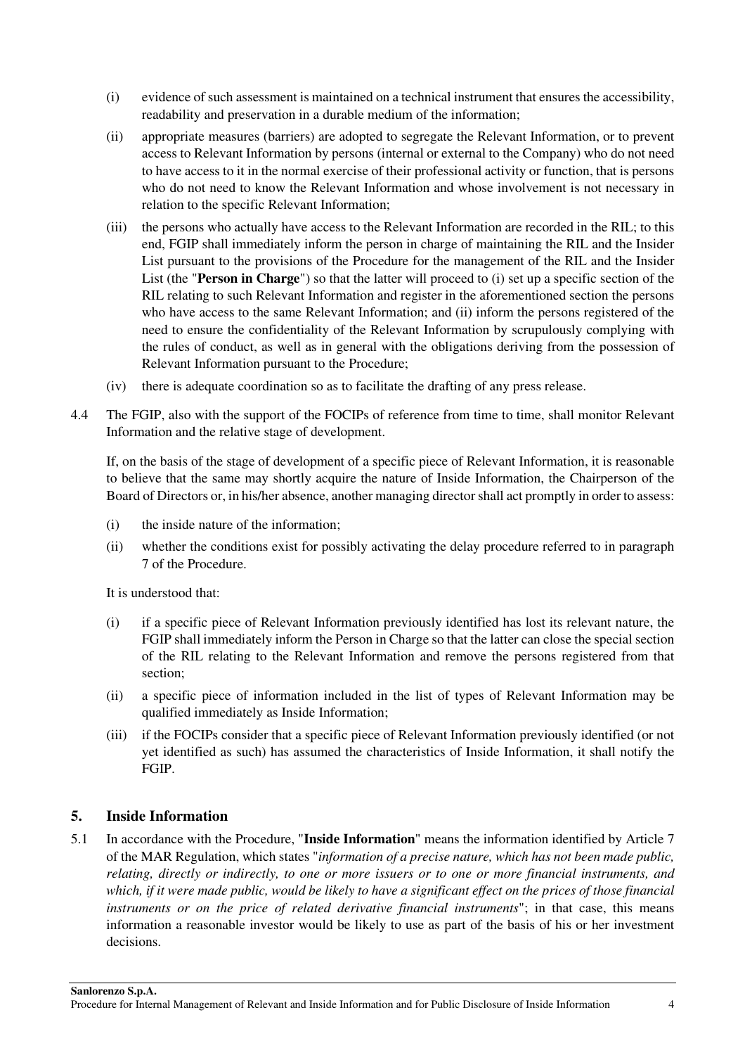(i) evidence of such assessment is maintained on a technical instrument that ensures the accessibility, readability and preservation in a durable medium of the information;

(ii) appropriate measures (barriers) are adopted to segregate the Relevant Information, or to prevent access to Relevant Information by persons (internal or external to the Company) who do not need to have access to it in the normal exercise of their professional activity or function, that is persons who do not need to know the Relevant Information and whose involvement is not necessary in relation to the specific Relevant Information;

(iii) the persons who actually have access to the Relevant Information are recorded in the RIL; to this end, FGIP shall immediately inform the person in charge of maintaining the RIL and the Insider List pursuant to the provisions of the Procedure for the management of the RIL and the Insider List (the "**Person in Charge**") so that the latter will proceed to (i) set up a specific section of the RIL relating to such Relevant Information and register in the aforementioned section the persons who have access to the same Relevant Information; and (ii) inform the persons registered of the need to ensure the confidentiality of the Relevant Information by scrupulously complying with the rules of conduct, as well as in general with the obligations deriving from the possession of Relevant Information pursuant to the Procedure;

(iv) there is adequate coordination so as to facilitate the drafting of any press release.

4.4 The FGIP, also with the support of the FOCIPs of reference from time to time, shall monitor Relevant Information and the relative stage of development.

If, on the basis of the stage of development of a specific piece of Relevant Information, it is reasonable to believe that the same may shortly acquire the nature of Inside Information, the Chairperson of the Board of Directors or, in his/her absence, another managing director shall act promptly in order to assess:

(i) the inside nature of the information;

(ii) whether the conditions exist for possibly activating the delay procedure referred to in paragraph 7 of the Procedure.

It is understood that:

(i) if a specific piece of Relevant Information previously identified has lost its relevant nature, the FGIP shall immediately inform the Person in Charge so that the latter can close the special section of the RIL relating to the Relevant Information and remove the persons registered from that section;

(ii) a specific piece of information included in the list of types of Relevant Information may be qualified immediately as Inside Information;

(iii) if the FOCIPs consider that a specific piece of Relevant Information previously identified (or not yet identified as such) has assumed the characteristics of Inside Information, it shall notify the FGIP.

## 5. Inside Information

5.1 In accordance with the Procedure, "**Inside Information**" means the information identified by Article 7 of the MAR Regulation, which states "*information of a precise nature, which has not been made public, relating, directly or indirectly, to one or more issuers or to one or more financial instruments, and which, if it were made public, would be likely to have a significant effect on the prices of those financial instruments or on the price of related derivative financial instruments*"; in that case, this means information a reasonable investor would be likely to use as part of the basis of his or her investment decisions.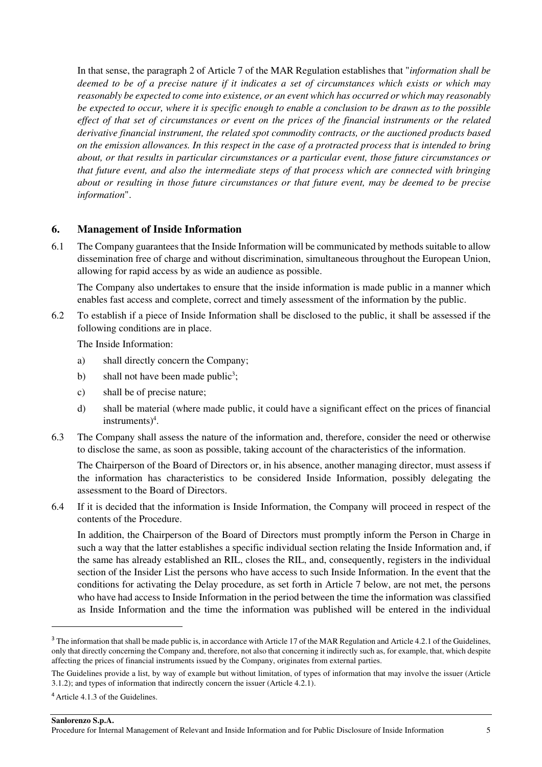In that sense, the paragraph 2 of Article 7 of the MAR Regulation establishes that "*information shall be deemed to be of a precise nature if it indicates a set of circumstances which exists or which may reasonably be expected to come into existence, or an event which has occurred or which may reasonably be expected to occur, where it is specific enough to enable a conclusion to be drawn as to the possible effect of that set of circumstances or event on the prices of the financial instruments or the related derivative financial instrument, the related spot commodity contracts, or the auctioned products based on the emission allowances. In this respect in the case of a protracted process that is intended to bring about, or that results in particular circumstances or a particular event, those future circumstances or that future event, and also the intermediate steps of that process which are connected with bringing about or resulting in those future circumstances or that future event, may be deemed to be precise information*".

## 6. Management of Inside Information

6.1 The Company guarantees that the Inside Information will be communicated by methods suitable to allow dissemination free of charge and without discrimination, simultaneous throughout the European Union, allowing for rapid access by as wide an audience as possible.

The Company also undertakes to ensure that the inside information is made public in a manner which enables fast access and complete, correct and timely assessment of the information by the public.

6.2 To establish if a piece of Inside Information shall be disclosed to the public, it shall be assessed if the following conditions are in place.

The Inside Information:

a) shall directly concern the Company;

b) shall not have been made public[3];

c) shall be of precise nature;

d) shall be material (where made public, it could have a significant effect on the prices of financial instruments)[4].

6.3 The Company shall assess the nature of the information and, therefore, consider the need or otherwise to disclose the same, as soon as possible, taking account of the characteristics of the information.

The Chairperson of the Board of Directors or, in his absence, another managing director, must assess if the information has characteristics to be considered Inside Information, possibly delegating the assessment to the Board of Directors.

6.4 If it is decided that the information is Inside Information, the Company will proceed in respect of the contents of the Procedure.

In addition, the Chairperson of the Board of Directors must promptly inform the Person in Charge in such a way that the latter establishes a specific individual section relating the Inside Information and, if the same has already established an RIL, closes the RIL, and, consequently, registers in the individual section of the Insider List the persons who have access to such Inside Information. In the event that the conditions for activating the Delay procedure, as set forth in Article 7 below, are not met, the persons who have had access to Inside Information in the period between the time the information was classified as Inside Information and the time the information was published will be entered in the individual

---

[3] The information that shall be made public is, in accordance with Article 17 of the MAR Regulation and Article 4.2.1 of the Guidelines, only that directly concerning the Company and, therefore, not also that concerning it indirectly such as, for example, that, which despite affecting the prices of financial instruments issued by the Company, originates from external parties.

The Guidelines provide a list, by way of example but without limitation, of types of information that may involve the issuer (Article 3.1.2); and types of information that indirectly concern the issuer (Article 4.2.1).

[4] Article 4.1.3 of the Guidelines.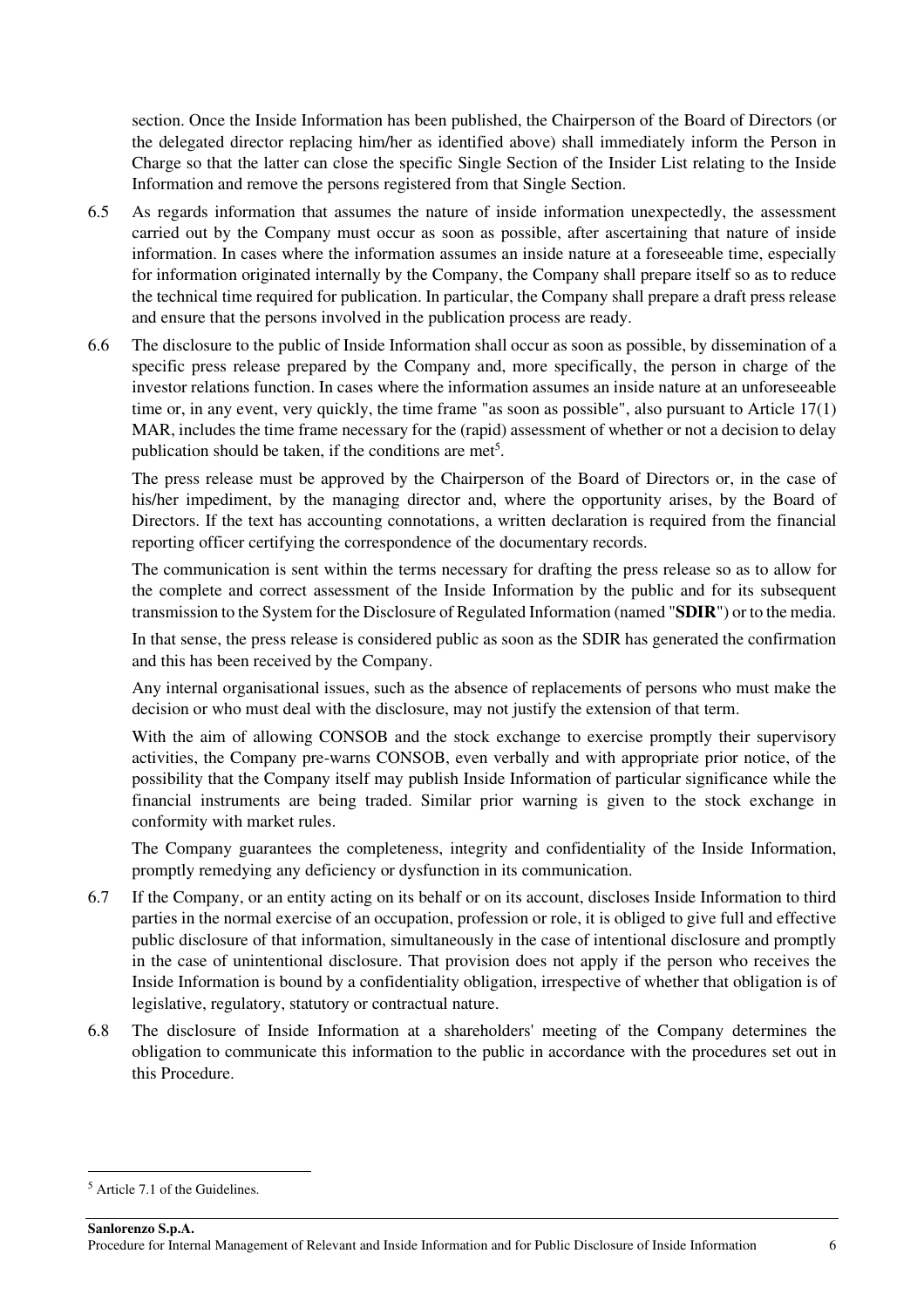section. Once the Inside Information has been published, the Chairperson of the Board of Directors (or the delegated director replacing him/her as identified above) shall immediately inform the Person in Charge so that the latter can close the specific Single Section of the Insider List relating to the Inside Information and remove the persons registered from that Single Section.

6.5 As regards information that assumes the nature of inside information unexpectedly, the assessment carried out by the Company must occur as soon as possible, after ascertaining that nature of inside information. In cases where the information assumes an inside nature at a foreseeable time, especially for information originated internally by the Company, the Company shall prepare itself so as to reduce the technical time required for publication. In particular, the Company shall prepare a draft press release and ensure that the persons involved in the publication process are ready.

6.6 The disclosure to the public of Inside Information shall occur as soon as possible, by dissemination of a specific press release prepared by the Company and, more specifically, the person in charge of the investor relations function. In cases where the information assumes an inside nature at an unforeseeable time or, in any event, very quickly, the time frame "as soon as possible", also pursuant to Article 17(1) MAR, includes the time frame necessary for the (rapid) assessment of whether or not a decision to delay publication should be taken, if the conditions are met[5].

The press release must be approved by the Chairperson of the Board of Directors or, in the case of his/her impediment, by the managing director and, where the opportunity arises, by the Board of Directors. If the text has accounting connotations, a written declaration is required from the financial reporting officer certifying the correspondence of the documentary records.

The communication is sent within the terms necessary for drafting the press release so as to allow for the complete and correct assessment of the Inside Information by the public and for its subsequent transmission to the System for the Disclosure of Regulated Information (named "**SDIR**") or to the media.

In that sense, the press release is considered public as soon as the SDIR has generated the confirmation and this has been received by the Company.

Any internal organisational issues, such as the absence of replacements of persons who must make the decision or who must deal with the disclosure, may not justify the extension of that term.

With the aim of allowing CONSOB and the stock exchange to exercise promptly their supervisory activities, the Company pre-warns CONSOB, even verbally and with appropriate prior notice, of the possibility that the Company itself may publish Inside Information of particular significance while the financial instruments are being traded. Similar prior warning is given to the stock exchange in conformity with market rules.

The Company guarantees the completeness, integrity and confidentiality of the Inside Information, promptly remedying any deficiency or dysfunction in its communication.

6.7 If the Company, or an entity acting on its behalf or on its account, discloses Inside Information to third parties in the normal exercise of an occupation, profession or role, it is obliged to give full and effective public disclosure of that information, simultaneously in the case of intentional disclosure and promptly in the case of unintentional disclosure. That provision does not apply if the person who receives the Inside Information is bound by a confidentiality obligation, irrespective of whether that obligation is of legislative, regulatory, statutory or contractual nature.

6.8 The disclosure of Inside Information at a shareholders' meeting of the Company determines the obligation to communicate this information to the public in accordance with the procedures set out in this Procedure.

[5] Article 7.1 of the Guidelines.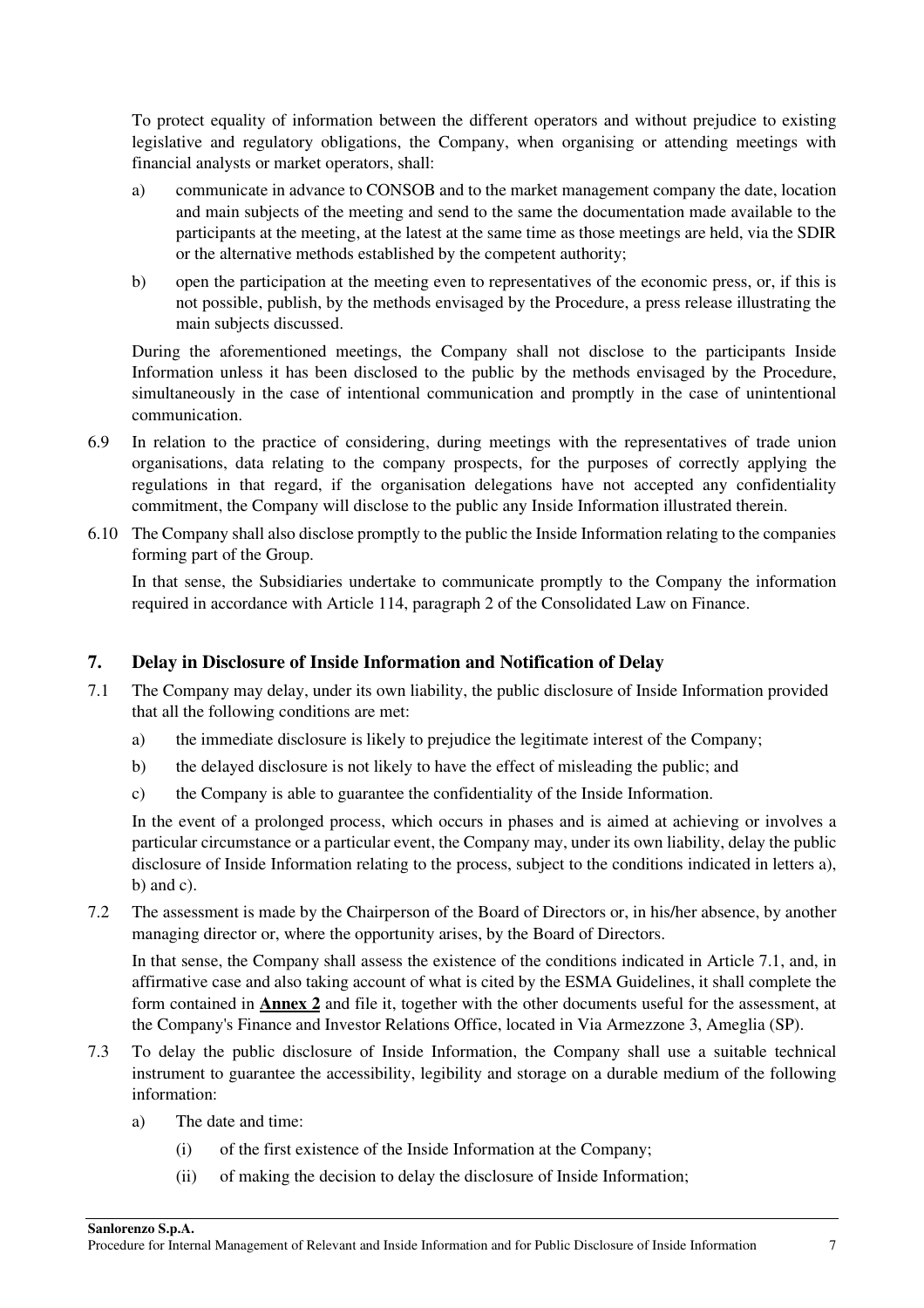To protect equality of information between the different operators and without prejudice to existing legislative and regulatory obligations, the Company, when organising or attending meetings with financial analysts or market operators, shall:

a) communicate in advance to CONSOB and to the market management company the date, location and main subjects of the meeting and send to the same the documentation made available to the participants at the meeting, at the latest at the same time as those meetings are held, via the SDIR or the alternative methods established by the competent authority;

b) open the participation at the meeting even to representatives of the economic press, or, if this is not possible, publish, by the methods envisaged by the Procedure, a press release illustrating the main subjects discussed.

During the aforementioned meetings, the Company shall not disclose to the participants Inside Information unless it has been disclosed to the public by the methods envisaged by the Procedure, simultaneously in the case of intentional communication and promptly in the case of unintentional communication.

6.9 In relation to the practice of considering, during meetings with the representatives of trade union organisations, data relating to the company prospects, for the purposes of correctly applying the regulations in that regard, if the organisation delegations have not accepted any confidentiality commitment, the Company will disclose to the public any Inside Information illustrated therein.

6.10 The Company shall also disclose promptly to the public the Inside Information relating to the companies forming part of the Group.

In that sense, the Subsidiaries undertake to communicate promptly to the Company the information required in accordance with Article 114, paragraph 2 of the Consolidated Law on Finance.

## 7. Delay in Disclosure of Inside Information and Notification of Delay

7.1 The Company may delay, under its own liability, the public disclosure of Inside Information provided that all the following conditions are met:

a) the immediate disclosure is likely to prejudice the legitimate interest of the Company;

b) the delayed disclosure is not likely to have the effect of misleading the public; and

c) the Company is able to guarantee the confidentiality of the Inside Information.

In the event of a prolonged process, which occurs in phases and is aimed at achieving or involves a particular circumstance or a particular event, the Company may, under its own liability, delay the public disclosure of Inside Information relating to the process, subject to the conditions indicated in letters a), b) and c).

7.2 The assessment is made by the Chairperson of the Board of Directors or, in his/her absence, by another managing director or, where the opportunity arises, by the Board of Directors.

In that sense, the Company shall assess the existence of the conditions indicated in Article 7.1, and, in affirmative case and also taking account of what is cited by the ESMA Guidelines, it shall complete the form contained in **Annex 2** and file it, together with the other documents useful for the assessment, at the Company's Finance and Investor Relations Office, located in Via Armezzone 3, Ameglia (SP).

7.3 To delay the public disclosure of Inside Information, the Company shall use a suitable technical instrument to guarantee the accessibility, legibility and storage on a durable medium of the following information:

a) The date and time:

(i) of the first existence of the Inside Information at the Company;

(ii) of making the decision to delay the disclosure of Inside Information;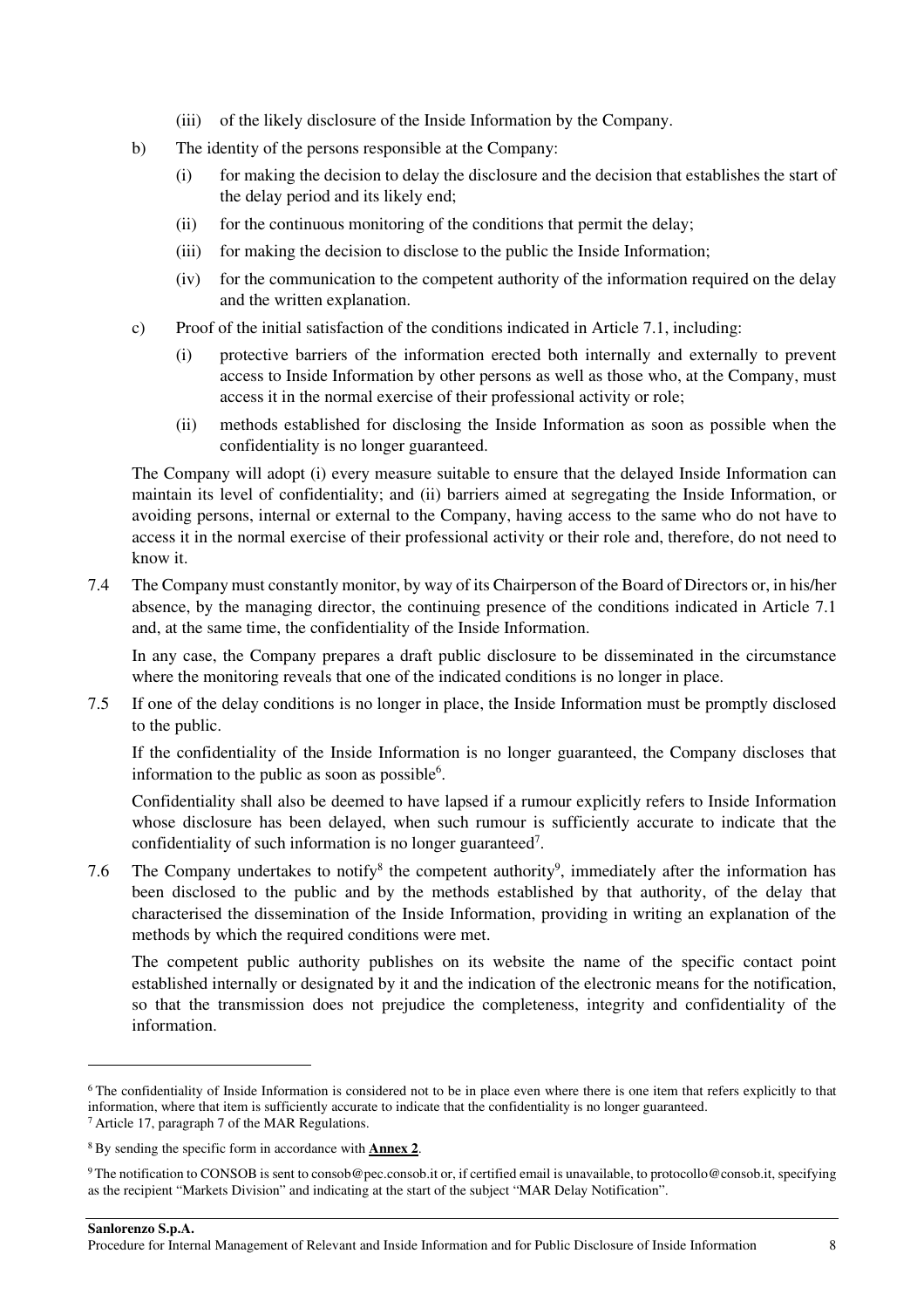(iii) of the likely disclosure of the Inside Information by the Company.

b) The identity of the persons responsible at the Company:

   (i) for making the decision to delay the disclosure and the decision that establishes the start of the delay period and its likely end;

   (ii) for the continuous monitoring of the conditions that permit the delay;

   (iii) for making the decision to disclose to the public the Inside Information;

   (iv) for the communication to the competent authority of the information required on the delay and the written explanation.

c) Proof of the initial satisfaction of the conditions indicated in Article 7.1, including:

   (i) protective barriers of the information erected both internally and externally to prevent access to Inside Information by other persons as well as those who, at the Company, must access it in the normal exercise of their professional activity or role;

   (ii) methods established for disclosing the Inside Information as soon as possible when the confidentiality is no longer guaranteed.

The Company will adopt (i) every measure suitable to ensure that the delayed Inside Information can maintain its level of confidentiality; and (ii) barriers aimed at segregating the Inside Information, or avoiding persons, internal or external to the Company, having access to the same who do not have to access it in the normal exercise of their professional activity or their role and, therefore, do not need to know it.

7.4 The Company must constantly monitor, by way of its Chairperson of the Board of Directors or, in his/her absence, by the managing director, the continuing presence of the conditions indicated in Article 7.1 and, at the same time, the confidentiality of the Inside Information.

In any case, the Company prepares a draft public disclosure to be disseminated in the circumstance where the monitoring reveals that one of the indicated conditions is no longer in place.

7.5 If one of the delay conditions is no longer in place, the Inside Information must be promptly disclosed to the public.

If the confidentiality of the Inside Information is no longer guaranteed, the Company discloses that information to the public as soon as possible[6].

Confidentiality shall also be deemed to have lapsed if a rumour explicitly refers to Inside Information whose disclosure has been delayed, when such rumour is sufficiently accurate to indicate that the confidentiality of such information is no longer guaranteed[7].

7.6 The Company undertakes to notify[8] the competent authority[9], immediately after the information has been disclosed to the public and by the methods established by that authority, of the delay that characterised the dissemination of the Inside Information, providing in writing an explanation of the methods by which the required conditions were met.

The competent public authority publishes on its website the name of the specific contact point established internally or designated by it and the indication of the electronic means for the notification, so that the transmission does not prejudice the completeness, integrity and confidentiality of the information.

---

[6] The confidentiality of Inside Information is considered not to be in place even where there is one item that refers explicitly to that information, where that item is sufficiently accurate to indicate that the confidentiality is no longer guaranteed.

[7] Article 17, paragraph 7 of the MAR Regulations.

[8] By sending the specific form in accordance with **Annex 2**.

[9] The notification to CONSOB is sent to consob@pec.consob.it or, if certified email is unavailable, to protocollo@consob.it, specifying as the recipient "Markets Division" and indicating at the start of the subject "MAR Delay Notification".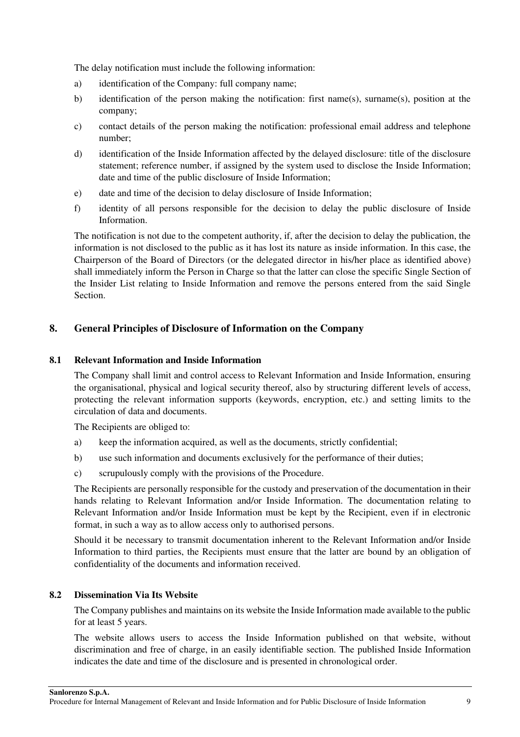The delay notification must include the following information:

a) identification of the Company: full company name;

b) identification of the person making the notification: first name(s), surname(s), position at the company;

c) contact details of the person making the notification: professional email address and telephone number;

d) identification of the Inside Information affected by the delayed disclosure: title of the disclosure statement; reference number, if assigned by the system used to disclose the Inside Information; date and time of the public disclosure of Inside Information;

e) date and time of the decision to delay disclosure of Inside Information;

f) identity of all persons responsible for the decision to delay the public disclosure of Inside Information.

The notification is not due to the competent authority, if, after the decision to delay the publication, the information is not disclosed to the public as it has lost its nature as inside information. In this case, the Chairperson of the Board of Directors (or the delegated director in his/her place as identified above) shall immediately inform the Person in Charge so that the latter can close the specific Single Section of the Insider List relating to Inside Information and remove the persons entered from the said Single Section.

## 8. General Principles of Disclosure of Information on the Company

### 8.1 Relevant Information and Inside Information

The Company shall limit and control access to Relevant Information and Inside Information, ensuring the organisational, physical and logical security thereof, also by structuring different levels of access, protecting the relevant information supports (keywords, encryption, etc.) and setting limits to the circulation of data and documents.

The Recipients are obliged to:

a) keep the information acquired, as well as the documents, strictly confidential;

b) use such information and documents exclusively for the performance of their duties;

c) scrupulously comply with the provisions of the Procedure.

The Recipients are personally responsible for the custody and preservation of the documentation in their hands relating to Relevant Information and/or Inside Information. The documentation relating to Relevant Information and/or Inside Information must be kept by the Recipient, even if in electronic format, in such a way as to allow access only to authorised persons.

Should it be necessary to transmit documentation inherent to the Relevant Information and/or Inside Information to third parties, the Recipients must ensure that the latter are bound by an obligation of confidentiality of the documents and information received.

### 8.2 Dissemination Via Its Website

The Company publishes and maintains on its website the Inside Information made available to the public for at least 5 years.

The website allows users to access the Inside Information published on that website, without discrimination and free of charge, in an easily identifiable section. The published Inside Information indicates the date and time of the disclosure and is presented in chronological order.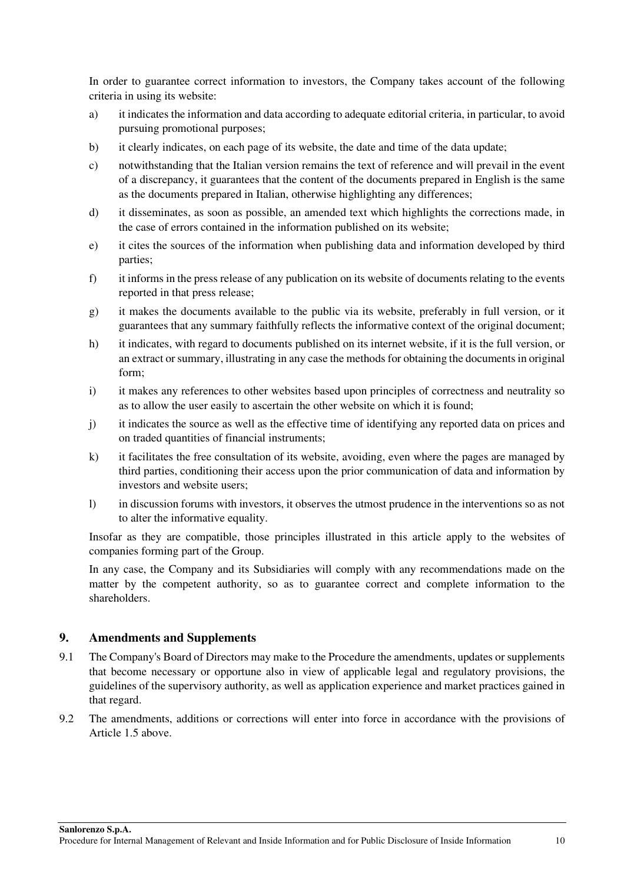In order to guarantee correct information to investors, the Company takes account of the following criteria in using its website:

a) it indicates the information and data according to adequate editorial criteria, in particular, to avoid pursuing promotional purposes;

b) it clearly indicates, on each page of its website, the date and time of the data update;

c) notwithstanding that the Italian version remains the text of reference and will prevail in the event of a discrepancy, it guarantees that the content of the documents prepared in English is the same as the documents prepared in Italian, otherwise highlighting any differences;

d) it disseminates, as soon as possible, an amended text which highlights the corrections made, in the case of errors contained in the information published on its website;

e) it cites the sources of the information when publishing data and information developed by third parties;

f) it informs in the press release of any publication on its website of documents relating to the events reported in that press release;

g) it makes the documents available to the public via its website, preferably in full version, or it guarantees that any summary faithfully reflects the informative context of the original document;

h) it indicates, with regard to documents published on its internet website, if it is the full version, or an extract or summary, illustrating in any case the methods for obtaining the documents in original form;

i) it makes any references to other websites based upon principles of correctness and neutrality so as to allow the user easily to ascertain the other website on which it is found;

j) it indicates the source as well as the effective time of identifying any reported data on prices and on traded quantities of financial instruments;

k) it facilitates the free consultation of its website, avoiding, even where the pages are managed by third parties, conditioning their access upon the prior communication of data and information by investors and website users;

l) in discussion forums with investors, it observes the utmost prudence in the interventions so as not to alter the informative equality.

Insofar as they are compatible, those principles illustrated in this article apply to the websites of companies forming part of the Group.

In any case, the Company and its Subsidiaries will comply with any recommendations made on the matter by the competent authority, so as to guarantee correct and complete information to the shareholders.

## 9. Amendments and Supplements

9.1 The Company's Board of Directors may make to the Procedure the amendments, updates or supplements that become necessary or opportune also in view of applicable legal and regulatory provisions, the guidelines of the supervisory authority, as well as application experience and market practices gained in that regard.

9.2 The amendments, additions or corrections will enter into force in accordance with the provisions of Article 1.5 above.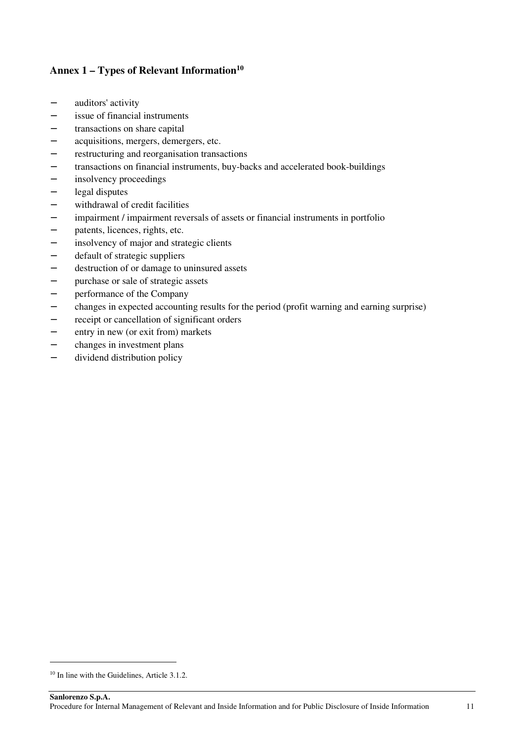## Annex 1 – Types of Relevant Information[10]

- auditors' activity
- issue of financial instruments
- transactions on share capital
- acquisitions, mergers, demergers, etc.
- restructuring and reorganisation transactions
- transactions on financial instruments, buy-backs and accelerated book-buildings
- insolvency proceedings
- legal disputes
- withdrawal of credit facilities
- impairment / impairment reversals of assets or financial instruments in portfolio
- patents, licences, rights, etc.
- insolvency of major and strategic clients
- default of strategic suppliers
- destruction of or damage to uninsured assets
- purchase or sale of strategic assets
- performance of the Company
- changes in expected accounting results for the period (profit warning and earning surprise)
- receipt or cancellation of significant orders
- entry in new (or exit from) markets
- changes in investment plans
- dividend distribution policy

[10] In line with the Guidelines, Article 3.1.2.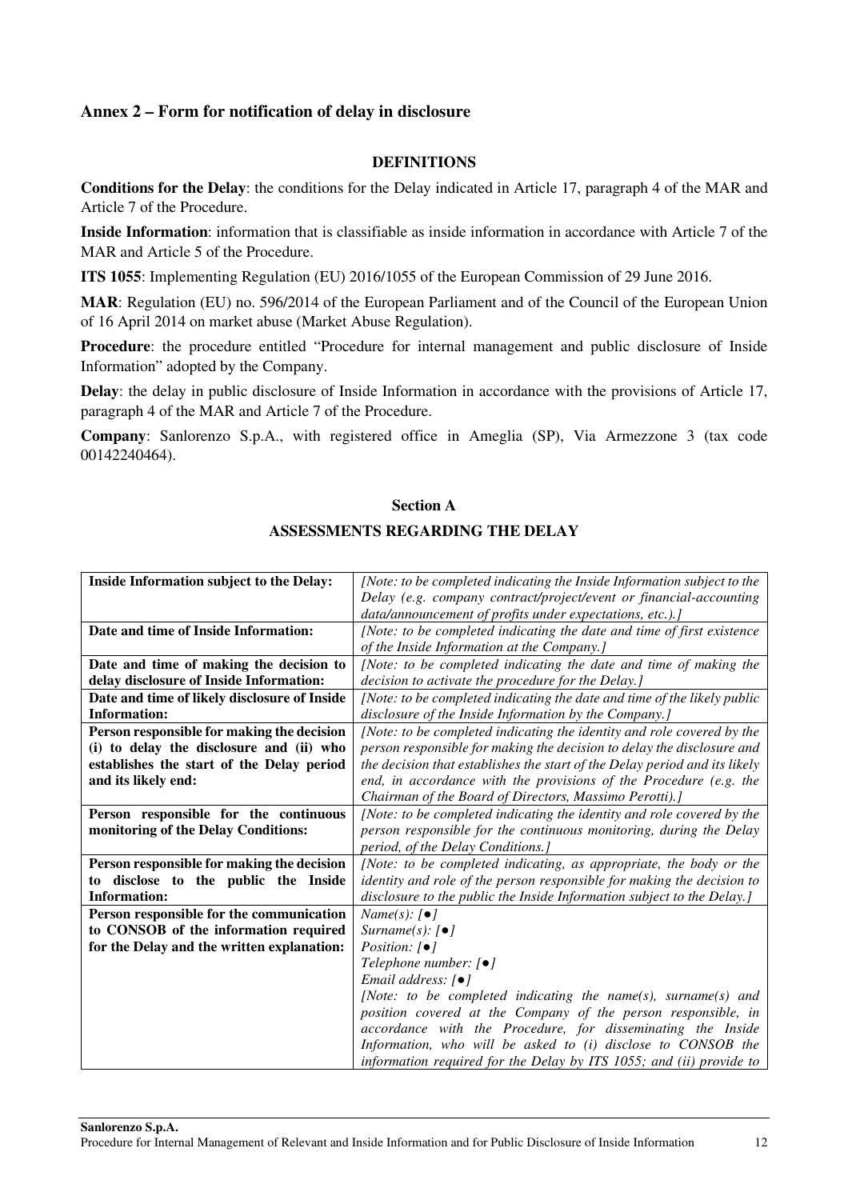## Annex 2 – Form for notification of delay in disclosure

**DEFINITIONS**

**Conditions for the Delay**: the conditions for the Delay indicated in Article 17, paragraph 4 of the MAR and Article 7 of the Procedure.

**Inside Information**: information that is classifiable as inside information in accordance with Article 7 of the MAR and Article 5 of the Procedure.

**ITS 1055**: Implementing Regulation (EU) 2016/1055 of the European Commission of 29 June 2016.

**MAR**: Regulation (EU) no. 596/2014 of the European Parliament and of the Council of the European Union of 16 April 2014 on market abuse (Market Abuse Regulation).

**Procedure**: the procedure entitled "Procedure for internal management and public disclosure of Inside Information" adopted by the Company.

**Delay**: the delay in public disclosure of Inside Information in accordance with the provisions of Article 17, paragraph 4 of the MAR and Article 7 of the Procedure.

**Company**: Sanlorenzo S.p.A., with registered office in Ameglia (SP), Via Armezzone 3 (tax code 00142240464).

### Section A

### ASSESSMENTS REGARDING THE DELAY

| | |
|---|---|
| **Inside Information subject to the Delay:** | *[Note: to be completed indicating the Inside Information subject to the Delay (e.g. company contract/project/event or financial-accounting data/announcement of profits under expectations, etc.).]* |
| **Date and time of Inside Information:** | *[Note: to be completed indicating the date and time of first existence of the Inside Information at the Company.]* |
| **Date and time of making the decision to delay disclosure of Inside Information:** | *[Note: to be completed indicating the date and time of making the decision to activate the procedure for the Delay.]* |
| **Date and time of likely disclosure of Inside Information:** | *[Note: to be completed indicating the date and time of the likely public disclosure of the Inside Information by the Company.]* |
| **Person responsible for making the decision (i) to delay the disclosure and (ii) who establishes the start of the Delay period and its likely end:** | *[Note: to be completed indicating the identity and role covered by the person responsible for making the decision to delay the disclosure and the decision that establishes the start of the Delay period and its likely end, in accordance with the provisions of the Procedure (e.g. the Chairman of the Board of Directors, Massimo Perotti).]* |
| **Person responsible for the continuous monitoring of the Delay Conditions:** | *[Note: to be completed indicating the identity and role covered by the person responsible for the continuous monitoring, during the Delay period, of the Delay Conditions.]* |
| **Person responsible for making the decision to disclose to the public the Inside Information:** | *[Note: to be completed indicating, as appropriate, the body or the identity and role of the person responsible for making the decision to disclosure to the public the Inside Information subject to the Delay.]* |
| **Person responsible for the communication to CONSOB of the information required for the Delay and the written explanation:** | *Name(s): [●]*<br>*Surname(s): [●]*<br>*Position: [●]*<br>*Telephone number: [●]*<br>*Email address: [●]*<br>*[Note: to be completed indicating the name(s), surname(s) and position covered at the Company of the person responsible, in accordance with the Procedure, for disseminating the Inside Information, who will be asked to (i) disclose to CONSOB the information required for the Delay by ITS 1055; and (ii) provide to* |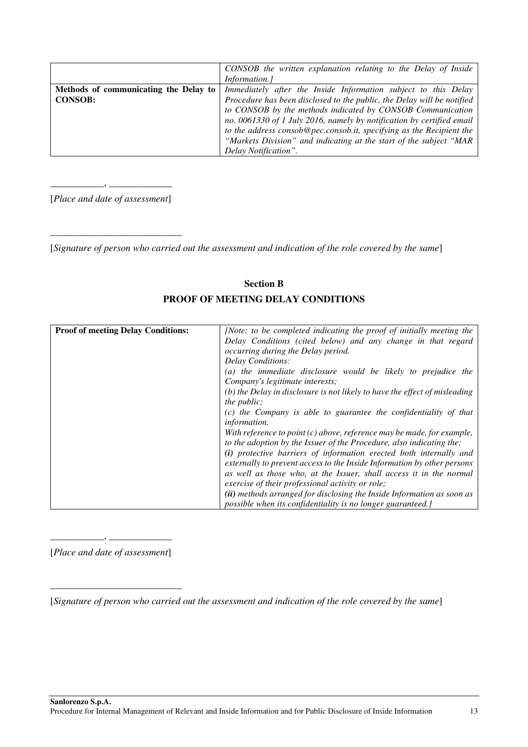| | |
|---|---|
| | *CONSOB the written explanation relating to the Delay of Inside Information.]* |
| **Methods of communicating the Delay to CONSOB:** | *Immediately after the Inside Information subject to this Delay Procedure has been disclosed to the public, the Delay will be notified to CONSOB by the methods indicated by CONSOB Communication no. 0061330 of 1 July 2016, namely by notification by certified email to the address consob@pec.consob.it, specifying as the Recipient the "Markets Division" and indicating at the start of the subject "MAR Delay Notification".* |

___________, _____________

[*Place and date of assessment*]

____________________________

[*Signature of person who carried out the assessment and indication of the role covered by the same*]

## Section B

## PROOF OF MEETING DELAY CONDITIONS

| | |
|---|---|
| **Proof of meeting Delay Conditions:** | *[Note: to be completed indicating the proof of initially meeting the Delay Conditions (cited below) and any change in that regard occurring during the Delay period.*<br>*Delay Conditions:*<br>*(a) the immediate disclosure would be likely to prejudice the Company's legitimate interests;*<br>*(b) the Delay in disclosure is not likely to have the effect of misleading the public;*<br>*(c) the Company is able to guarantee the confidentiality of that information.*<br>*With reference to point (c) above, reference may be made, for example, to the adoption by the Issuer of the Procedure, also indicating the:*<br>***(i)** protective barriers of information erected both internally and externally to prevent access to the Inside Information by other persons as well as those who, at the Issuer, shall access it in the normal exercise of their professional activity or role;*<br>***(ii)** methods arranged for disclosing the Inside Information as soon as possible when its confidentiality is no longer guaranteed.]* |

___________, _____________

[*Place and date of assessment*]

____________________________

[*Signature of person who carried out the assessment and indication of the role covered by the same*]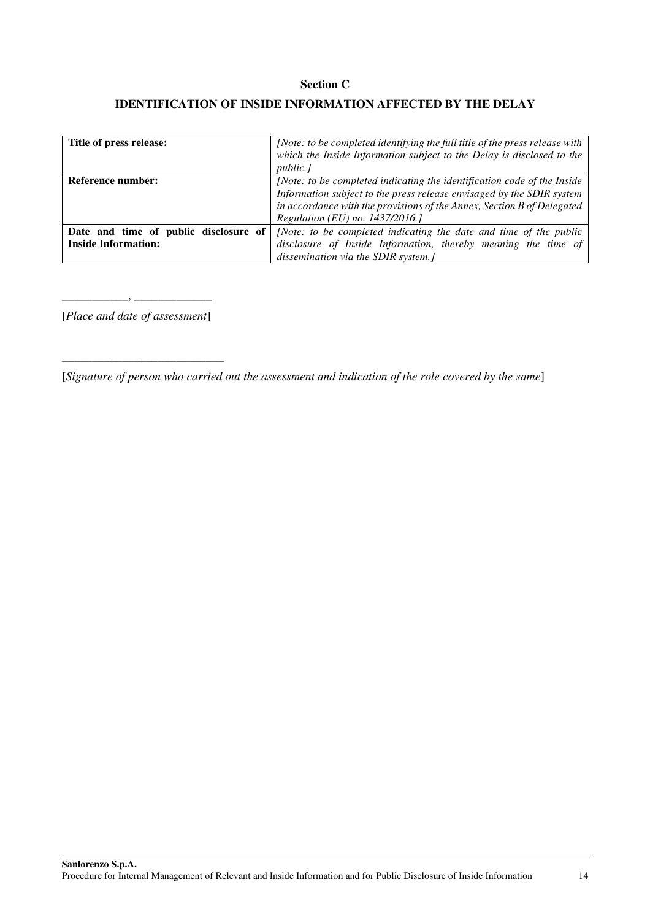**Section C**

**IDENTIFICATION OF INSIDE INFORMATION AFFECTED BY THE DELAY**

| | |
|---|---|
| **Title of press release:** | *[Note: to be completed identifying the full title of the press release with which the Inside Information subject to the Delay is disclosed to the public.]* |
| **Reference number:** | *[Note: to be completed indicating the identification code of the Inside Information subject to the press release envisaged by the SDIR system in accordance with the provisions of the Annex, Section B of Delegated Regulation (EU) no. 1437/2016.]* |
| **Date and time of public disclosure of Inside Information:** | *[Note: to be completed indicating the date and time of the public disclosure of Inside Information, thereby meaning the time of dissemination via the SDIR system.]* |

___________, _____________

[*Place and date of assessment*]

___________________________

[*Signature of person who carried out the assessment and indication of the role covered by the same*]